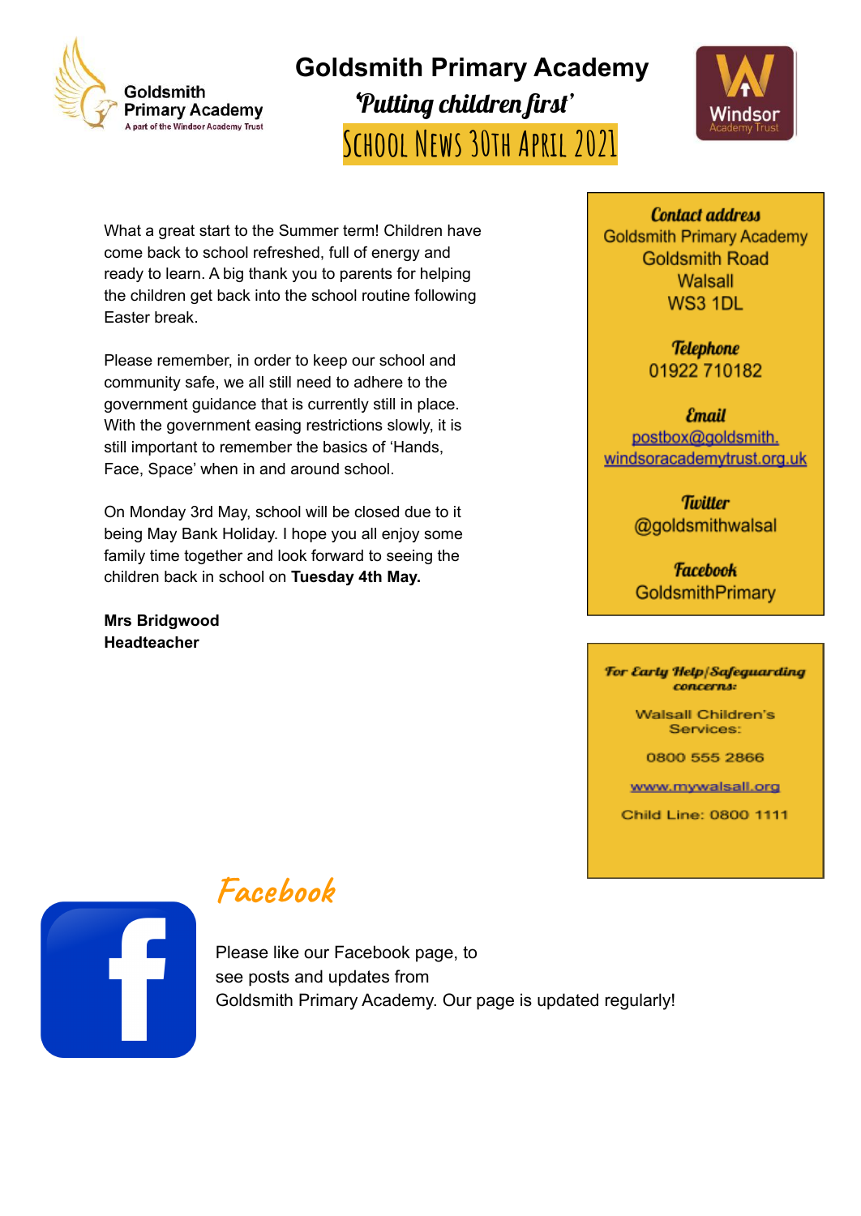Goldsmith Primary Academy
A part of the Windsor Academy Trust

# Goldsmith Primary Academy

*'Putting children first'*

## School News 30th April 2021

Windsor Academy Trust

What a great start to the Summer term! Children have come back to school refreshed, full of energy and ready to learn. A big thank you to parents for helping the children get back into the school routine following Easter break.

Please remember, in order to keep our school and community safe, we all still need to adhere to the government guidance that is currently still in place. With the government easing restrictions slowly, it is still important to remember the basics of 'Hands, Face, Space' when in and around school.

On Monday 3rd May, school will be closed due to it being May Bank Holiday. I hope you all enjoy some family time together and look forward to seeing the children back in school on **Tuesday 4th May.**

**Mrs Bridgwood**
**Headteacher**

***Contact address***
Goldsmith Primary Academy
Goldsmith Road
Walsall
WS3 1DL

***Telephone***
01922 710182

***Email***
postbox@goldsmith.windsoracademytrust.org.uk

***Twitter***
@goldsmithwalsal

***Facebook***
GoldsmithPrimary

***For Early Help/Safeguarding concerns:***

Walsall Children's Services:

0800 555 2866

www.mywalsall.org

Child Line: 0800 1111

## *Facebook*

Please like our Facebook page, to see posts and updates from Goldsmith Primary Academy. Our page is updated regularly!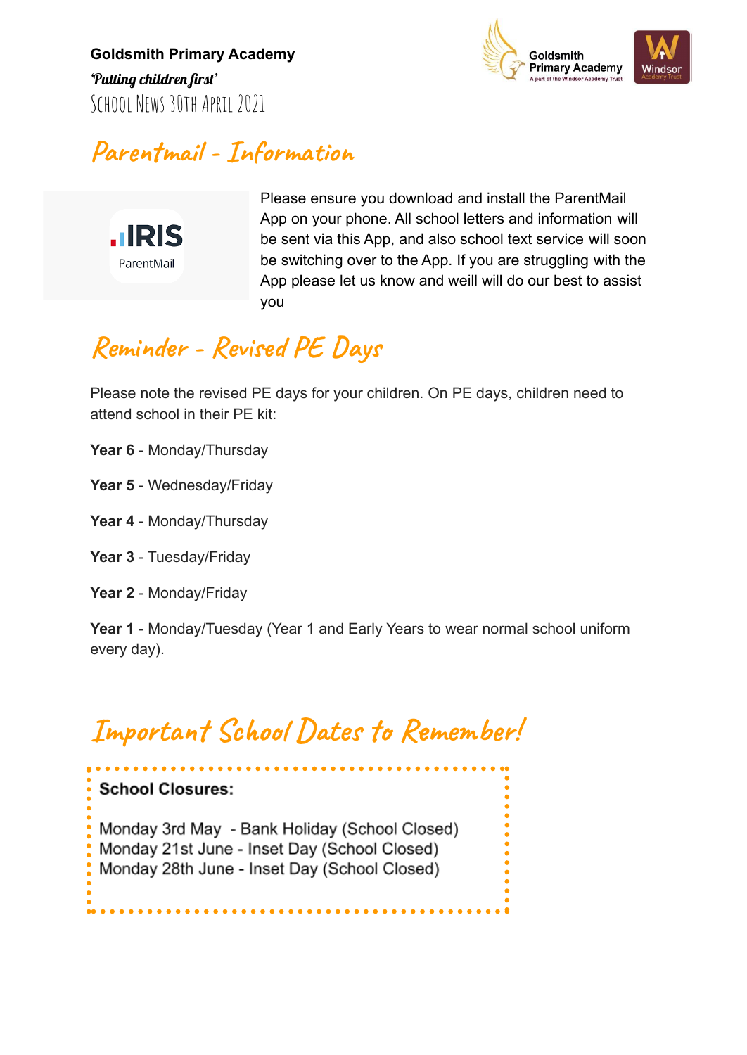**Goldsmith Primary Academy**

*'Putting children first'*

School News 30th April 2021

## Parentmail - Information

Please ensure you download and install the ParentMail App on your phone. All school letters and information will be sent via this App, and also school text service will soon be switching over to the App. If you are struggling with the App please let us know and weill will do our best to assist you

## Reminder - Revised PE Days

Please note the revised PE days for your children. On PE days, children need to attend school in their PE kit:

**Year 6** - Monday/Thursday

**Year 5** - Wednesday/Friday

**Year 4** - Monday/Thursday

**Year 3** - Tuesday/Friday

**Year 2** - Monday/Friday

**Year 1** - Monday/Tuesday (Year 1 and Early Years to wear normal school uniform every day).

## Important School Dates to Remember!

**School Closures:**

Monday 3rd May - Bank Holiday (School Closed)
Monday 21st June - Inset Day (School Closed)
Monday 28th June - Inset Day (School Closed)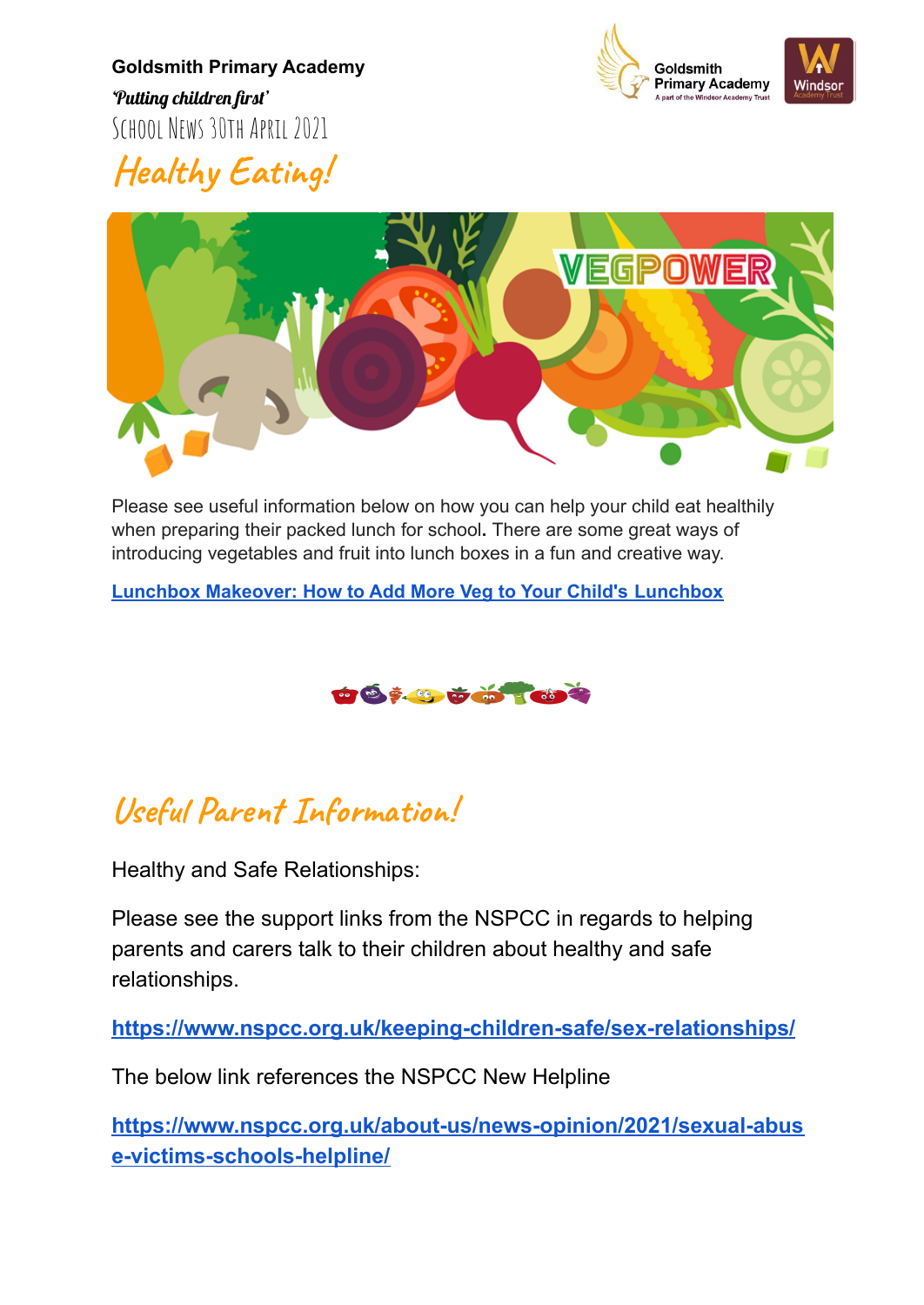**Goldsmith Primary Academy**

*'Putting children first'*

School News 30th April 2021

# Healthy Eating!

Please see useful information below on how you can help your child eat healthily when preparing their packed lunch for school**.** There are some great ways of introducing vegetables and fruit into lunch boxes in a fun and creative way.

**Lunchbox Makeover: How to Add More Veg to Your Child's Lunchbox**

# Useful Parent Information!

Healthy and Safe Relationships:

Please see the support links from the NSPCC in regards to helping parents and carers talk to their children about healthy and safe relationships.

**https://www.nspcc.org.uk/keeping-children-safe/sex-relationships/**

The below link references the NSPCC New Helpline

**https://www.nspcc.org.uk/about-us/news-opinion/2021/sexual-abuse-victims-schools-helpline/**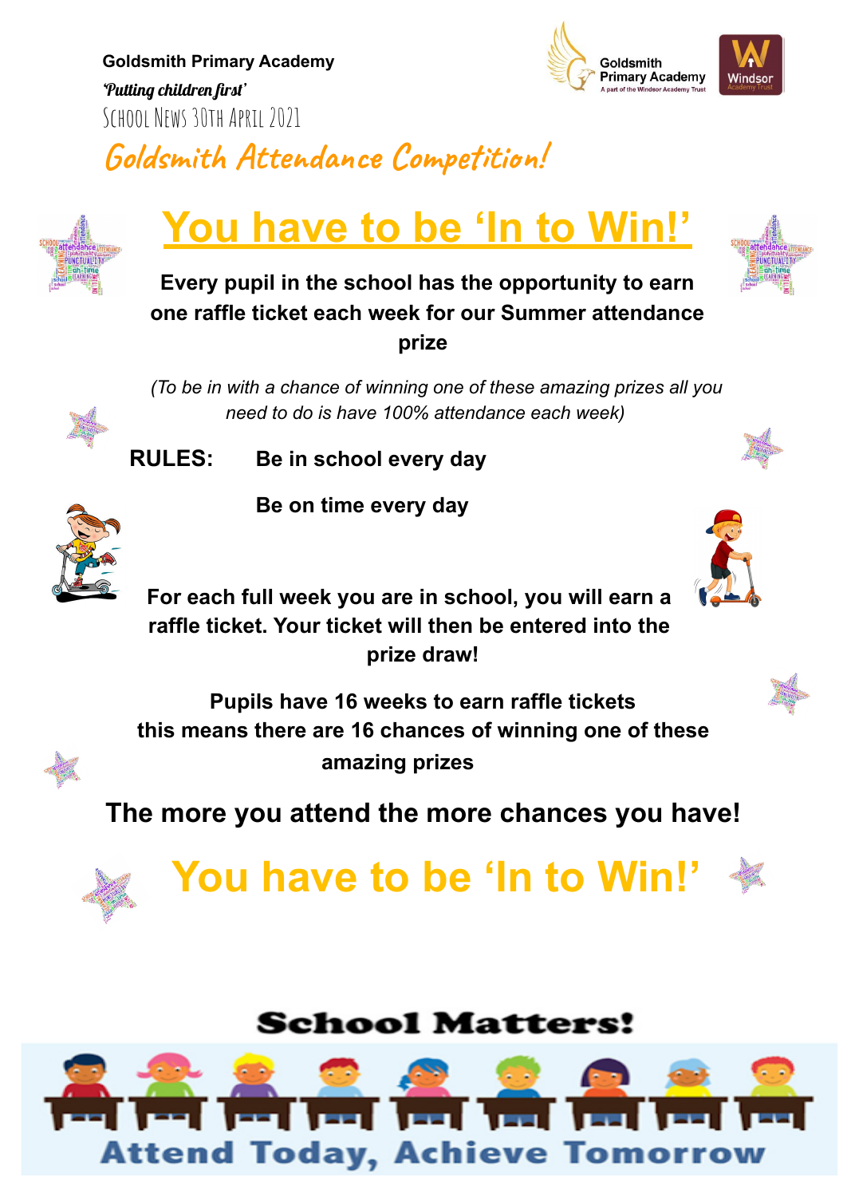**Goldsmith Primary Academy**

*'Putting children first'*

SCHOOL NEWS 30TH APRIL 2021

# Goldsmith Attendance Competition!

## You have to be 'In to Win!'

**Every pupil in the school has the opportunity to earn one raffle ticket each week for our Summer attendance prize**

*(To be in with a chance of winning one of these amazing prizes all you need to do is have 100% attendance each week)*

**RULES:** **Be in school every day**

**Be on time every day**

**For each full week you are in school, you will earn a raffle ticket. Your ticket will then be entered into the prize draw!**

**Pupils have 16 weeks to earn raffle tickets this means there are 16 chances of winning one of these amazing prizes**

**The more you attend the more chances you have!**

## You have to be 'In to Win!'

**School Matters!**

**Attend Today, Achieve Tomorrow**